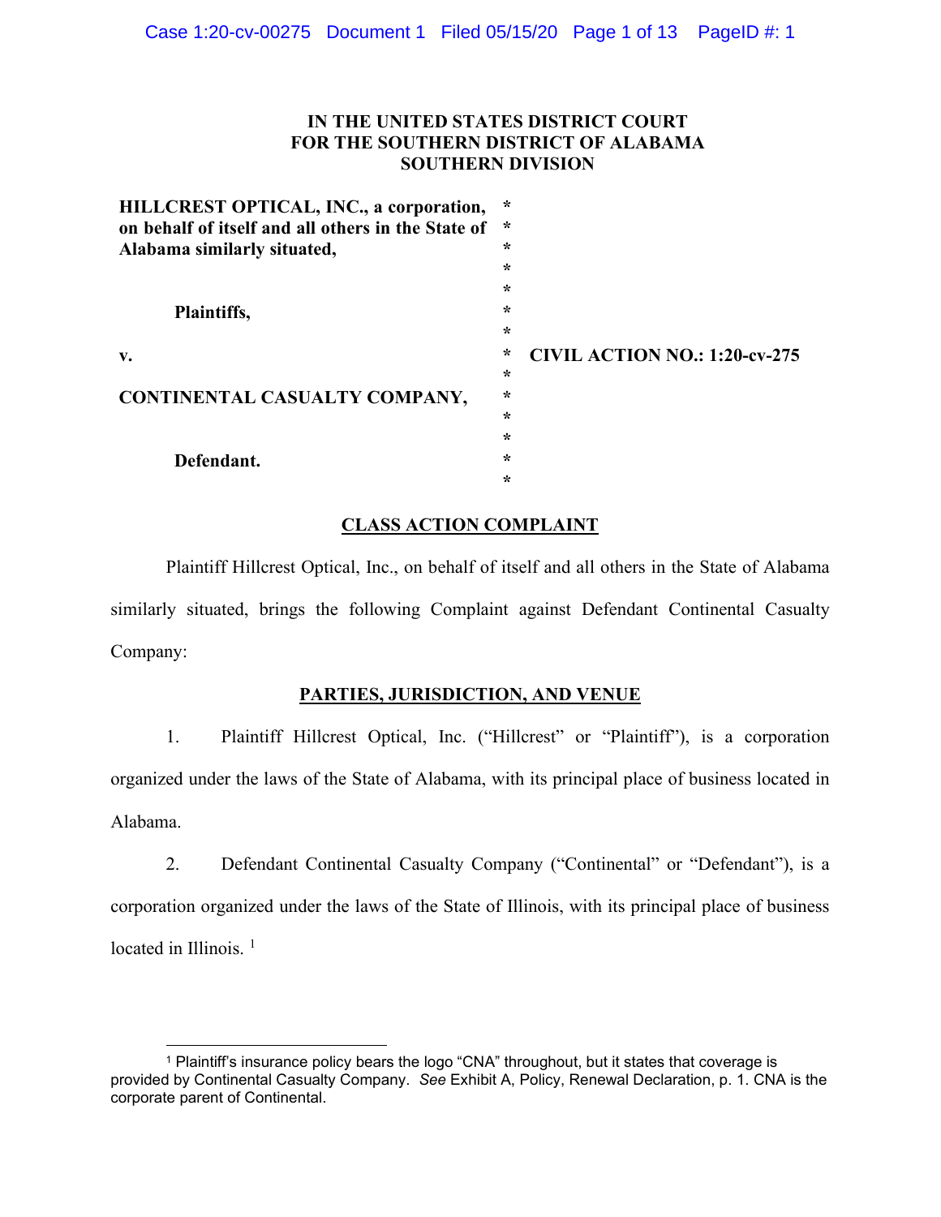IN THE UNITED STATES DISTRICT COURT
FOR THE SOUTHERN DISTRICT OF ALABAMA
SOUTHERN DIVISION

**HILLCREST OPTICAL, INC., a corporation, on behalf of itself and all others in the State of Alabama similarly situated,**

**Plaintiffs,**

**v.**

**CONTINENTAL CASUALTY COMPANY,**

**Defendant.**

**CIVIL ACTION NO.: 1:20-cv-275**

## CLASS ACTION COMPLAINT

Plaintiff Hillcrest Optical, Inc., on behalf of itself and all others in the State of Alabama similarly situated, brings the following Complaint against Defendant Continental Casualty Company:

## PARTIES, JURISDICTION, AND VENUE

1. Plaintiff Hillcrest Optical, Inc. ("Hillcrest" or "Plaintiff"), is a corporation organized under the laws of the State of Alabama, with its principal place of business located in Alabama.

2. Defendant Continental Casualty Company ("Continental" or "Defendant"), is a corporation organized under the laws of the State of Illinois, with its principal place of business located in Illinois. [1]

---

[1] Plaintiff's insurance policy bears the logo "CNA" throughout, but it states that coverage is provided by Continental Casualty Company. *See* Exhibit A, Policy, Renewal Declaration, p. 1. CNA is the corporate parent of Continental.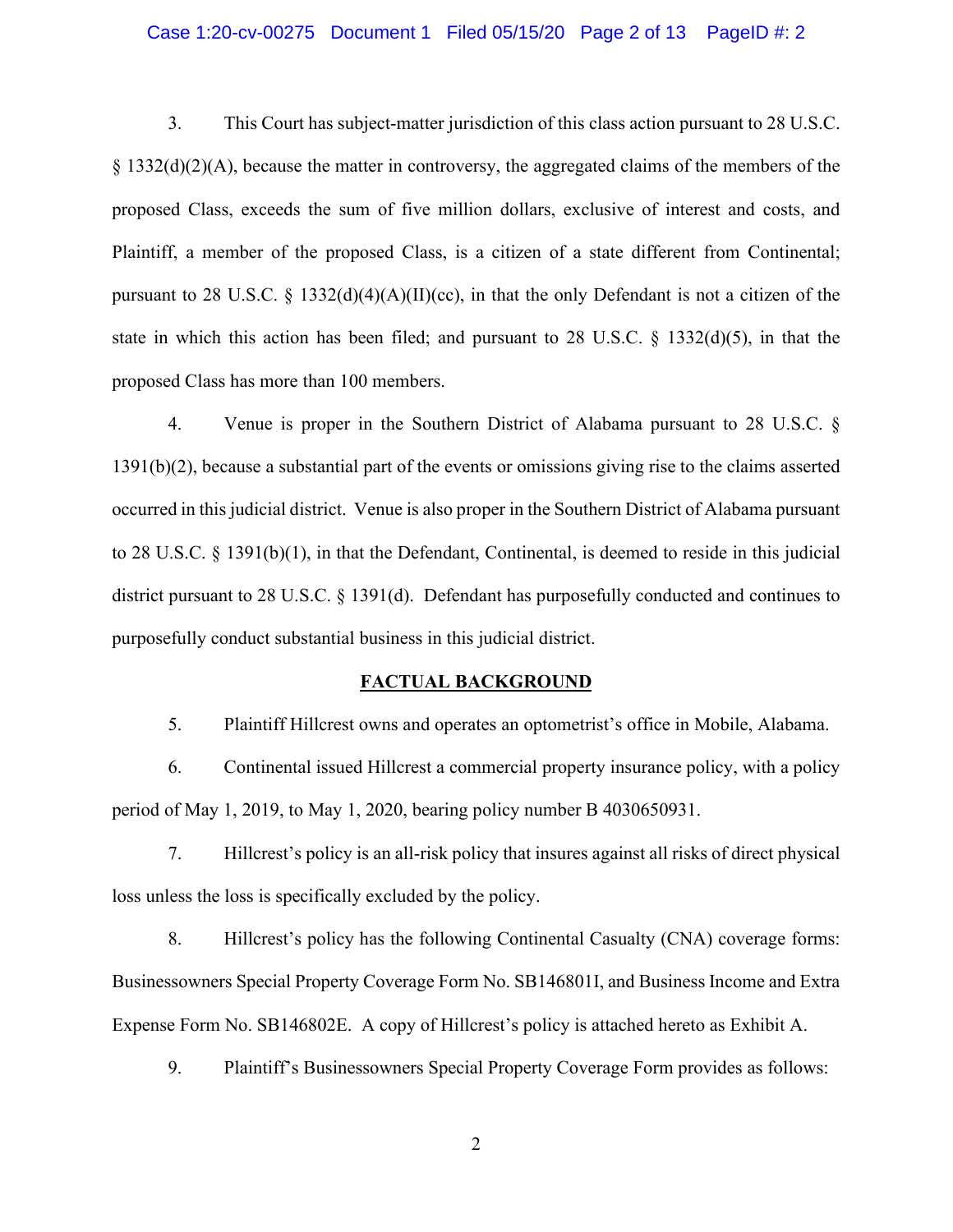3. This Court has subject-matter jurisdiction of this class action pursuant to 28 U.S.C. § 1332(d)(2)(A), because the matter in controversy, the aggregated claims of the members of the proposed Class, exceeds the sum of five million dollars, exclusive of interest and costs, and Plaintiff, a member of the proposed Class, is a citizen of a state different from Continental; pursuant to 28 U.S.C. § 1332(d)(4)(A)(II)(cc), in that the only Defendant is not a citizen of the state in which this action has been filed; and pursuant to 28 U.S.C. § 1332(d)(5), in that the proposed Class has more than 100 members.

4. Venue is proper in the Southern District of Alabama pursuant to 28 U.S.C. § 1391(b)(2), because a substantial part of the events or omissions giving rise to the claims asserted occurred in this judicial district. Venue is also proper in the Southern District of Alabama pursuant to 28 U.S.C. § 1391(b)(1), in that the Defendant, Continental, is deemed to reside in this judicial district pursuant to 28 U.S.C. § 1391(d). Defendant has purposefully conducted and continues to purposefully conduct substantial business in this judicial district.

## FACTUAL BACKGROUND

5. Plaintiff Hillcrest owns and operates an optometrist's office in Mobile, Alabama.

6. Continental issued Hillcrest a commercial property insurance policy, with a policy period of May 1, 2019, to May 1, 2020, bearing policy number B 4030650931.

7. Hillcrest's policy is an all-risk policy that insures against all risks of direct physical loss unless the loss is specifically excluded by the policy.

8. Hillcrest's policy has the following Continental Casualty (CNA) coverage forms: Businessowners Special Property Coverage Form No. SB146801I, and Business Income and Extra Expense Form No. SB146802E. A copy of Hillcrest's policy is attached hereto as Exhibit A.

9. Plaintiff's Businessowners Special Property Coverage Form provides as follows: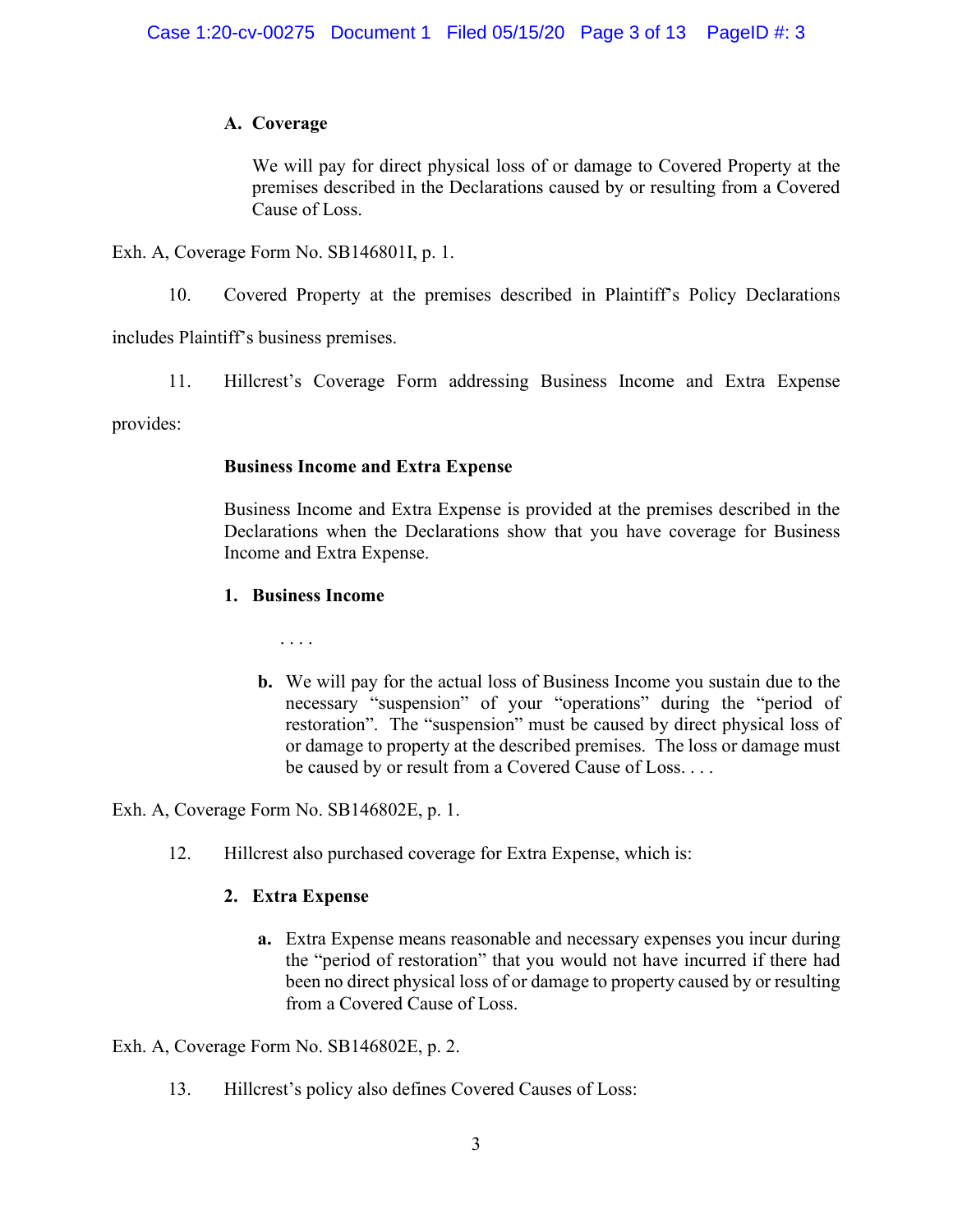**A. Coverage**

> We will pay for direct physical loss of or damage to Covered Property at the premises described in the Declarations caused by or resulting from a Covered Cause of Loss.

Exh. A, Coverage Form No. SB146801I, p. 1.

10. Covered Property at the premises described in Plaintiff's Policy Declarations includes Plaintiff's business premises.

11. Hillcrest's Coverage Form addressing Business Income and Extra Expense provides:

> **Business Income and Extra Expense**
>
> Business Income and Extra Expense is provided at the premises described in the Declarations when the Declarations show that you have coverage for Business Income and Extra Expense.
>
> **1. Business Income**
>
> . . . .
>
> **b.** We will pay for the actual loss of Business Income you sustain due to the necessary "suspension" of your "operations" during the "period of restoration". The "suspension" must be caused by direct physical loss of or damage to property at the described premises. The loss or damage must be caused by or result from a Covered Cause of Loss. . . .

Exh. A, Coverage Form No. SB146802E, p. 1.

12. Hillcrest also purchased coverage for Extra Expense, which is:

> **2. Extra Expense**
>
> **a.** Extra Expense means reasonable and necessary expenses you incur during the "period of restoration" that you would not have incurred if there had been no direct physical loss of or damage to property caused by or resulting from a Covered Cause of Loss.

Exh. A, Coverage Form No. SB146802E, p. 2.

13. Hillcrest's policy also defines Covered Causes of Loss: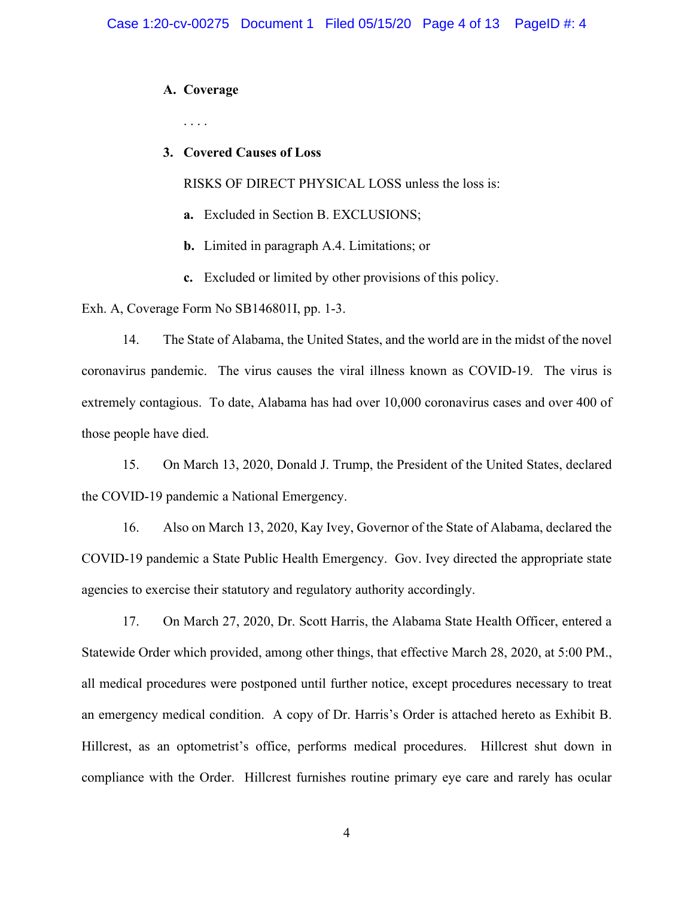**A. Coverage**

. . . .

**3. Covered Causes of Loss**

RISKS OF DIRECT PHYSICAL LOSS unless the loss is:

**a.** Excluded in Section B. EXCLUSIONS;

**b.** Limited in paragraph A.4. Limitations; or

**c.** Excluded or limited by other provisions of this policy.

Exh. A, Coverage Form No SB146801I, pp. 1-3.

14. The State of Alabama, the United States, and the world are in the midst of the novel coronavirus pandemic. The virus causes the viral illness known as COVID-19. The virus is extremely contagious. To date, Alabama has had over 10,000 coronavirus cases and over 400 of those people have died.

15. On March 13, 2020, Donald J. Trump, the President of the United States, declared the COVID-19 pandemic a National Emergency.

16. Also on March 13, 2020, Kay Ivey, Governor of the State of Alabama, declared the COVID-19 pandemic a State Public Health Emergency. Gov. Ivey directed the appropriate state agencies to exercise their statutory and regulatory authority accordingly.

17. On March 27, 2020, Dr. Scott Harris, the Alabama State Health Officer, entered a Statewide Order which provided, among other things, that effective March 28, 2020, at 5:00 PM., all medical procedures were postponed until further notice, except procedures necessary to treat an emergency medical condition. A copy of Dr. Harris's Order is attached hereto as Exhibit B. Hillcrest, as an optometrist's office, performs medical procedures. Hillcrest shut down in compliance with the Order. Hillcrest furnishes routine primary eye care and rarely has ocular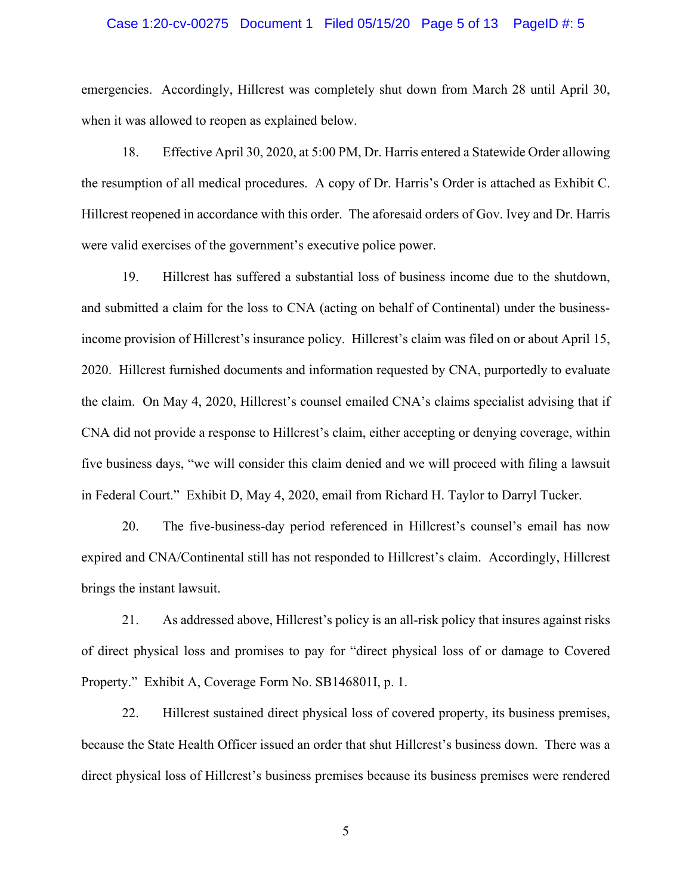emergencies. Accordingly, Hillcrest was completely shut down from March 28 until April 30, when it was allowed to reopen as explained below.

18. Effective April 30, 2020, at 5:00 PM, Dr. Harris entered a Statewide Order allowing the resumption of all medical procedures. A copy of Dr. Harris's Order is attached as Exhibit C. Hillcrest reopened in accordance with this order. The aforesaid orders of Gov. Ivey and Dr. Harris were valid exercises of the government's executive police power.

19. Hillcrest has suffered a substantial loss of business income due to the shutdown, and submitted a claim for the loss to CNA (acting on behalf of Continental) under the business-income provision of Hillcrest's insurance policy. Hillcrest's claim was filed on or about April 15, 2020. Hillcrest furnished documents and information requested by CNA, purportedly to evaluate the claim. On May 4, 2020, Hillcrest's counsel emailed CNA's claims specialist advising that if CNA did not provide a response to Hillcrest's claim, either accepting or denying coverage, within five business days, "we will consider this claim denied and we will proceed with filing a lawsuit in Federal Court." Exhibit D, May 4, 2020, email from Richard H. Taylor to Darryl Tucker.

20. The five-business-day period referenced in Hillcrest's counsel's email has now expired and CNA/Continental still has not responded to Hillcrest's claim. Accordingly, Hillcrest brings the instant lawsuit.

21. As addressed above, Hillcrest's policy is an all-risk policy that insures against risks of direct physical loss and promises to pay for "direct physical loss of or damage to Covered Property." Exhibit A, Coverage Form No. SB146801I, p. 1.

22. Hillcrest sustained direct physical loss of covered property, its business premises, because the State Health Officer issued an order that shut Hillcrest's business down. There was a direct physical loss of Hillcrest's business premises because its business premises were rendered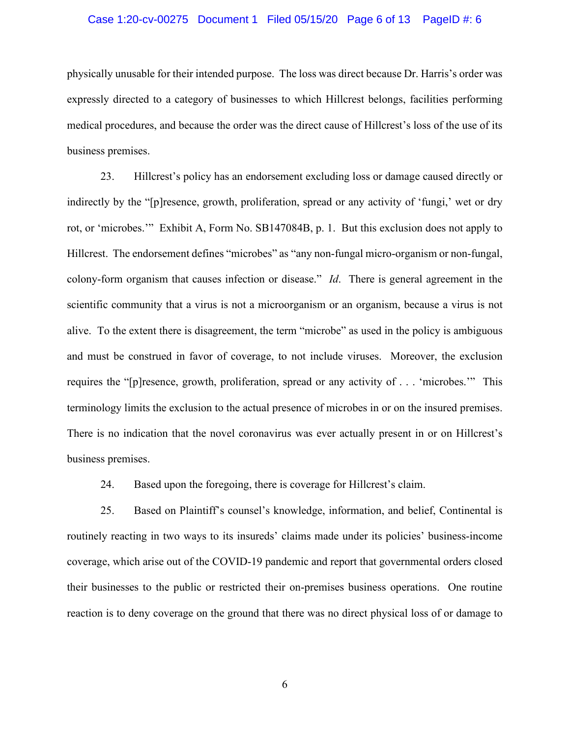physically unusable for their intended purpose. The loss was direct because Dr. Harris's order was expressly directed to a category of businesses to which Hillcrest belongs, facilities performing medical procedures, and because the order was the direct cause of Hillcrest's loss of the use of its business premises.

23. Hillcrest's policy has an endorsement excluding loss or damage caused directly or indirectly by the "[p]resence, growth, proliferation, spread or any activity of 'fungi,' wet or dry rot, or 'microbes.'" Exhibit A, Form No. SB147084B, p. 1. But this exclusion does not apply to Hillcrest. The endorsement defines "microbes" as "any non-fungal micro-organism or non-fungal, colony-form organism that causes infection or disease." *Id*. There is general agreement in the scientific community that a virus is not a microorganism or an organism, because a virus is not alive. To the extent there is disagreement, the term "microbe" as used in the policy is ambiguous and must be construed in favor of coverage, to not include viruses. Moreover, the exclusion requires the "[p]resence, growth, proliferation, spread or any activity of . . . 'microbes.'" This terminology limits the exclusion to the actual presence of microbes in or on the insured premises. There is no indication that the novel coronavirus was ever actually present in or on Hillcrest's business premises.

24. Based upon the foregoing, there is coverage for Hillcrest's claim.

25. Based on Plaintiff's counsel's knowledge, information, and belief, Continental is routinely reacting in two ways to its insureds' claims made under its policies' business-income coverage, which arise out of the COVID-19 pandemic and report that governmental orders closed their businesses to the public or restricted their on-premises business operations. One routine reaction is to deny coverage on the ground that there was no direct physical loss of or damage to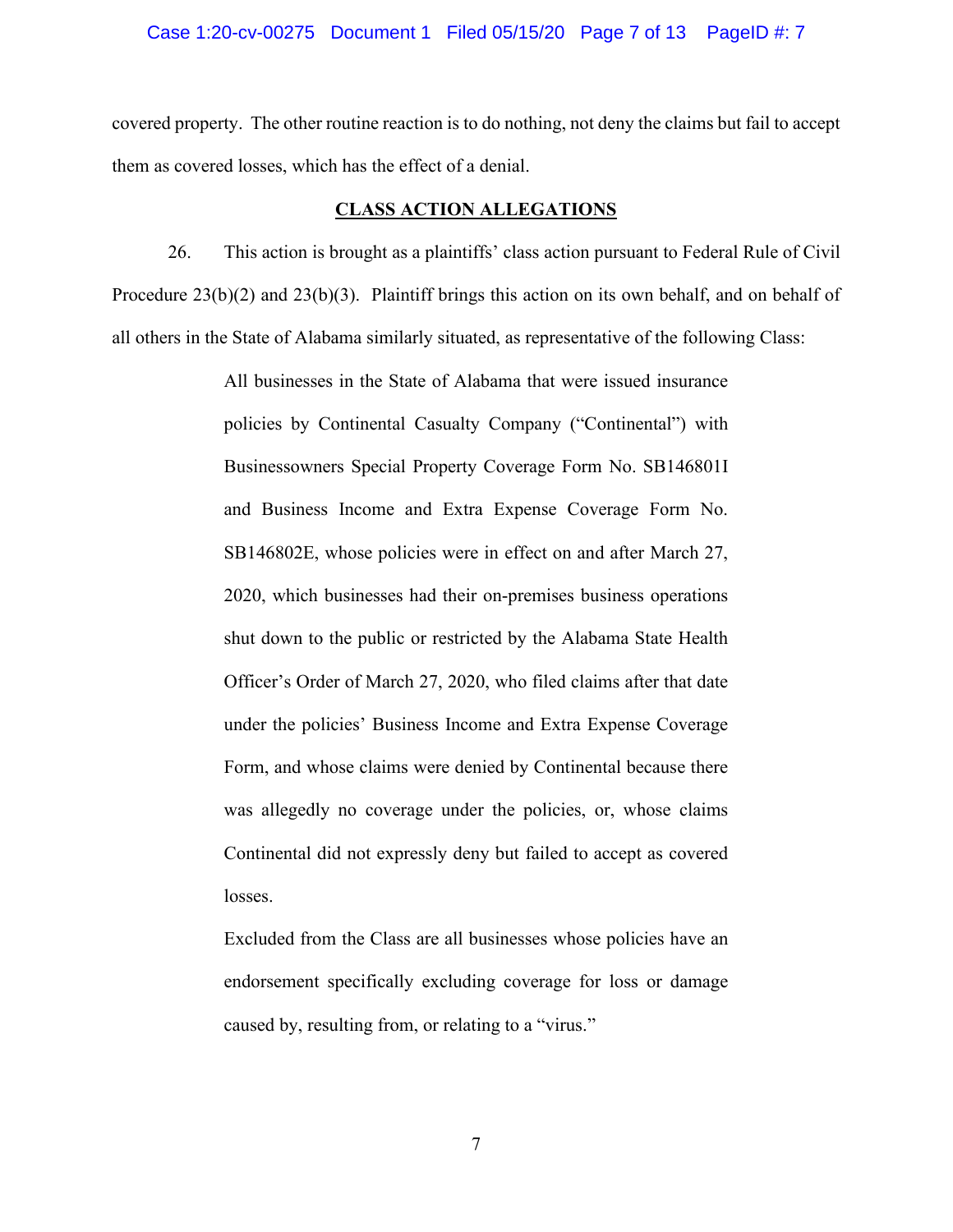covered property. The other routine reaction is to do nothing, not deny the claims but fail to accept them as covered losses, which has the effect of a denial.

## CLASS ACTION ALLEGATIONS

26. This action is brought as a plaintiffs' class action pursuant to Federal Rule of Civil Procedure 23(b)(2) and 23(b)(3). Plaintiff brings this action on its own behalf, and on behalf of all others in the State of Alabama similarly situated, as representative of the following Class:

> All businesses in the State of Alabama that were issued insurance policies by Continental Casualty Company ("Continental") with Businessowners Special Property Coverage Form No. SB146801I and Business Income and Extra Expense Coverage Form No. SB146802E, whose policies were in effect on and after March 27, 2020, which businesses had their on-premises business operations shut down to the public or restricted by the Alabama State Health Officer's Order of March 27, 2020, who filed claims after that date under the policies' Business Income and Extra Expense Coverage Form, and whose claims were denied by Continental because there was allegedly no coverage under the policies, or, whose claims Continental did not expressly deny but failed to accept as covered losses.
>
> Excluded from the Class are all businesses whose policies have an endorsement specifically excluding coverage for loss or damage caused by, resulting from, or relating to a "virus."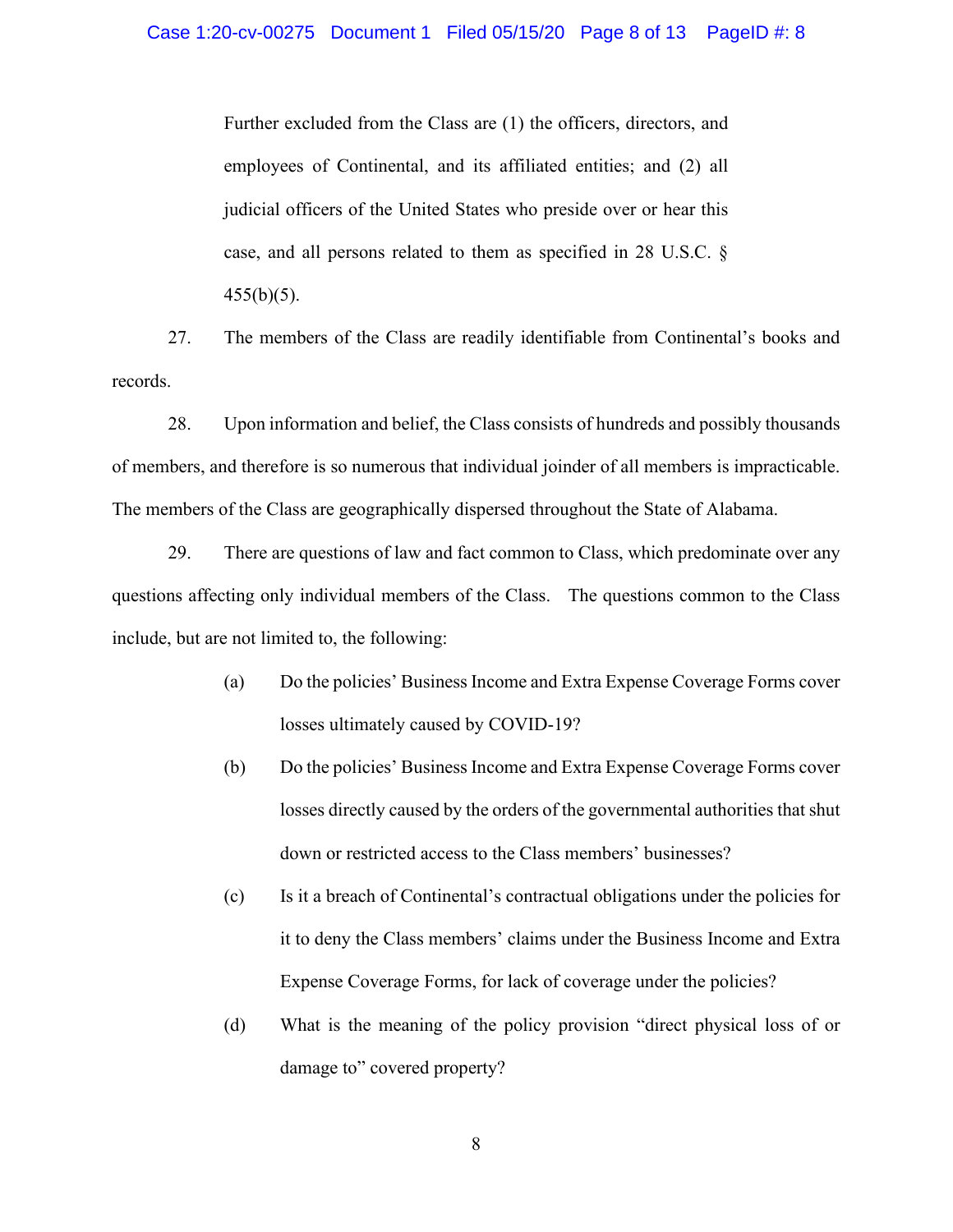Further excluded from the Class are (1) the officers, directors, and employees of Continental, and its affiliated entities; and (2) all judicial officers of the United States who preside over or hear this case, and all persons related to them as specified in 28 U.S.C. § 455(b)(5).

27. The members of the Class are readily identifiable from Continental's books and records.

28. Upon information and belief, the Class consists of hundreds and possibly thousands of members, and therefore is so numerous that individual joinder of all members is impracticable. The members of the Class are geographically dispersed throughout the State of Alabama.

29. There are questions of law and fact common to Class, which predominate over any questions affecting only individual members of the Class. The questions common to the Class include, but are not limited to, the following:

(a) Do the policies' Business Income and Extra Expense Coverage Forms cover losses ultimately caused by COVID-19?

(b) Do the policies' Business Income and Extra Expense Coverage Forms cover losses directly caused by the orders of the governmental authorities that shut down or restricted access to the Class members' businesses?

(c) Is it a breach of Continental's contractual obligations under the policies for it to deny the Class members' claims under the Business Income and Extra Expense Coverage Forms, for lack of coverage under the policies?

(d) What is the meaning of the policy provision "direct physical loss of or damage to" covered property?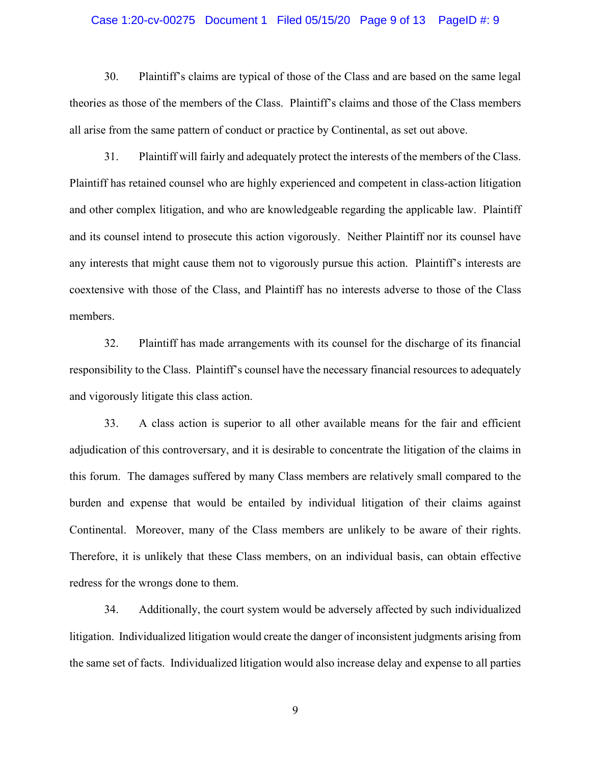30. Plaintiff's claims are typical of those of the Class and are based on the same legal theories as those of the members of the Class. Plaintiff's claims and those of the Class members all arise from the same pattern of conduct or practice by Continental, as set out above.

31. Plaintiff will fairly and adequately protect the interests of the members of the Class. Plaintiff has retained counsel who are highly experienced and competent in class-action litigation and other complex litigation, and who are knowledgeable regarding the applicable law. Plaintiff and its counsel intend to prosecute this action vigorously. Neither Plaintiff nor its counsel have any interests that might cause them not to vigorously pursue this action. Plaintiff's interests are coextensive with those of the Class, and Plaintiff has no interests adverse to those of the Class members.

32. Plaintiff has made arrangements with its counsel for the discharge of its financial responsibility to the Class. Plaintiff's counsel have the necessary financial resources to adequately and vigorously litigate this class action.

33. A class action is superior to all other available means for the fair and efficient adjudication of this controversary, and it is desirable to concentrate the litigation of the claims in this forum. The damages suffered by many Class members are relatively small compared to the burden and expense that would be entailed by individual litigation of their claims against Continental. Moreover, many of the Class members are unlikely to be aware of their rights. Therefore, it is unlikely that these Class members, on an individual basis, can obtain effective redress for the wrongs done to them.

34. Additionally, the court system would be adversely affected by such individualized litigation. Individualized litigation would create the danger of inconsistent judgments arising from the same set of facts. Individualized litigation would also increase delay and expense to all parties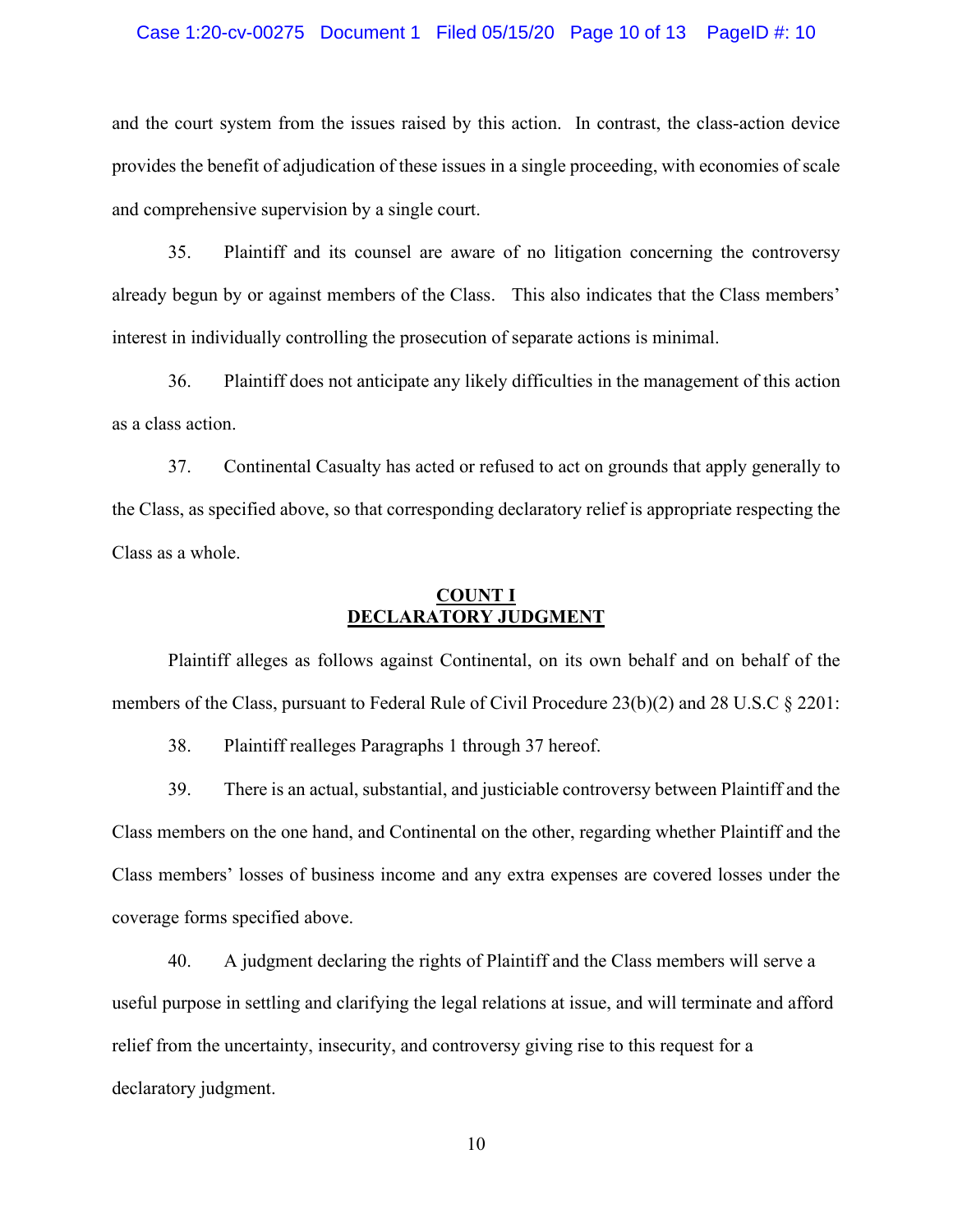and the court system from the issues raised by this action. In contrast, the class-action device provides the benefit of adjudication of these issues in a single proceeding, with economies of scale and comprehensive supervision by a single court.

35. Plaintiff and its counsel are aware of no litigation concerning the controversy already begun by or against members of the Class. This also indicates that the Class members' interest in individually controlling the prosecution of separate actions is minimal.

36. Plaintiff does not anticipate any likely difficulties in the management of this action as a class action.

37. Continental Casualty has acted or refused to act on grounds that apply generally to the Class, as specified above, so that corresponding declaratory relief is appropriate respecting the Class as a whole.

## COUNT I
## DECLARATORY JUDGMENT

Plaintiff alleges as follows against Continental, on its own behalf and on behalf of the members of the Class, pursuant to Federal Rule of Civil Procedure 23(b)(2) and 28 U.S.C § 2201:

38. Plaintiff realleges Paragraphs 1 through 37 hereof.

39. There is an actual, substantial, and justiciable controversy between Plaintiff and the Class members on the one hand, and Continental on the other, regarding whether Plaintiff and the Class members' losses of business income and any extra expenses are covered losses under the coverage forms specified above.

40. A judgment declaring the rights of Plaintiff and the Class members will serve a useful purpose in settling and clarifying the legal relations at issue, and will terminate and afford relief from the uncertainty, insecurity, and controversy giving rise to this request for a declaratory judgment.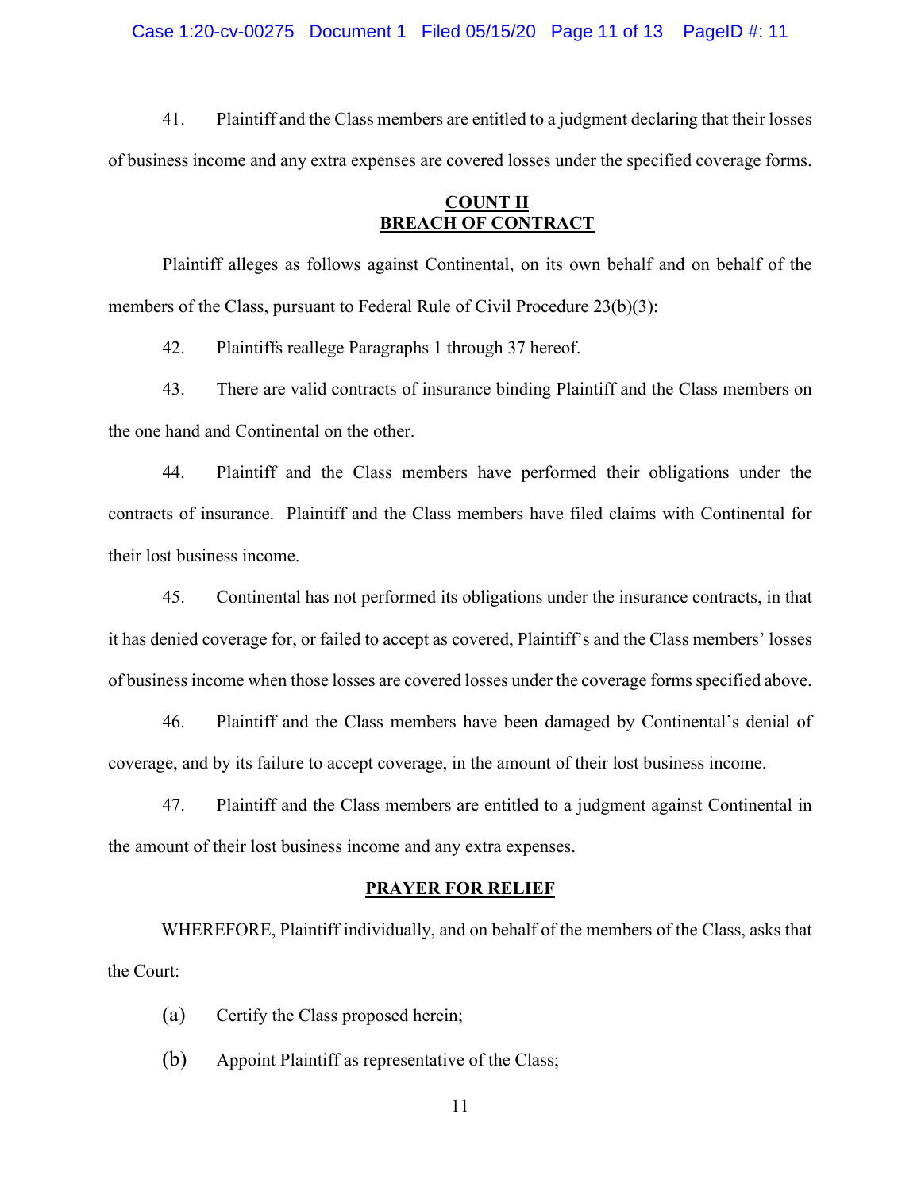41. Plaintiff and the Class members are entitled to a judgment declaring that their losses of business income and any extra expenses are covered losses under the specified coverage forms.

## COUNT II
## BREACH OF CONTRACT

Plaintiff alleges as follows against Continental, on its own behalf and on behalf of the members of the Class, pursuant to Federal Rule of Civil Procedure 23(b)(3):

42. Plaintiffs reallege Paragraphs 1 through 37 hereof.

43. There are valid contracts of insurance binding Plaintiff and the Class members on the one hand and Continental on the other.

44. Plaintiff and the Class members have performed their obligations under the contracts of insurance. Plaintiff and the Class members have filed claims with Continental for their lost business income.

45. Continental has not performed its obligations under the insurance contracts, in that it has denied coverage for, or failed to accept as covered, Plaintiff's and the Class members' losses of business income when those losses are covered losses under the coverage forms specified above.

46. Plaintiff and the Class members have been damaged by Continental's denial of coverage, and by its failure to accept coverage, in the amount of their lost business income.

47. Plaintiff and the Class members are entitled to a judgment against Continental in the amount of their lost business income and any extra expenses.

## PRAYER FOR RELIEF

WHEREFORE, Plaintiff individually, and on behalf of the members of the Class, asks that the Court:

(a) Certify the Class proposed herein;

(b) Appoint Plaintiff as representative of the Class;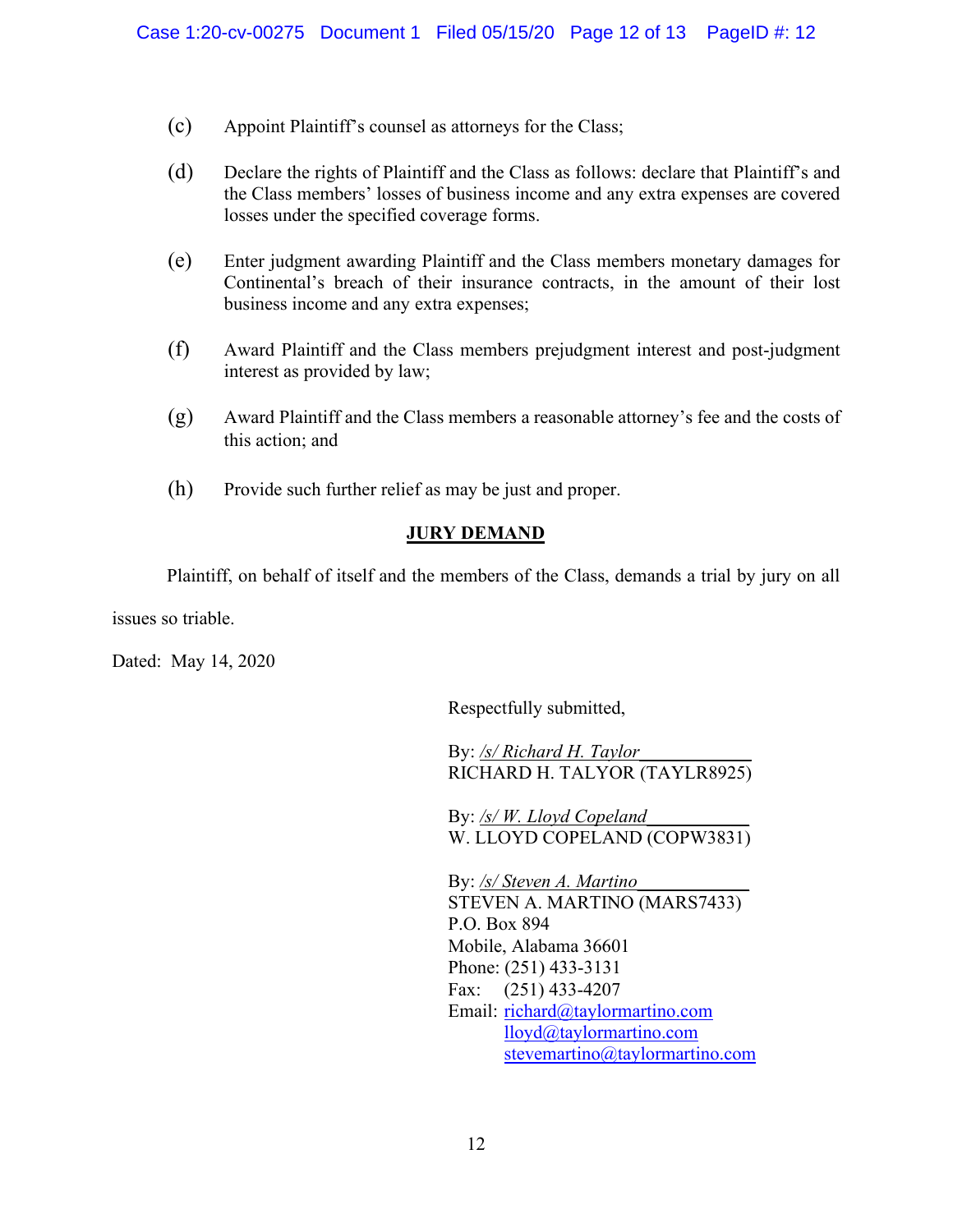(c) Appoint Plaintiff's counsel as attorneys for the Class;

(d) Declare the rights of Plaintiff and the Class as follows: declare that Plaintiff's and the Class members' losses of business income and any extra expenses are covered losses under the specified coverage forms.

(e) Enter judgment awarding Plaintiff and the Class members monetary damages for Continental's breach of their insurance contracts, in the amount of their lost business income and any extra expenses;

(f) Award Plaintiff and the Class members prejudgment interest and post-judgment interest as provided by law;

(g) Award Plaintiff and the Class members a reasonable attorney's fee and the costs of this action; and

(h) Provide such further relief as may be just and proper.

**JURY DEMAND**

Plaintiff, on behalf of itself and the members of the Class, demands a trial by jury on all issues so triable.

Dated: May 14, 2020

Respectfully submitted,

By: */s/ Richard H. Taylor*
RICHARD H. TALYOR (TAYLR8925)

By: */s/ W. Lloyd Copeland*
W. LLOYD COPELAND (COPW3831)

By: */s/ Steven A. Martino*
STEVEN A. MARTINO (MARS7433)
P.O. Box 894
Mobile, Alabama 36601
Phone: (251) 433-3131
Fax: (251) 433-4207
Email: richard@taylormartino.com
lloyd@taylormartino.com
stevemartino@taylormartino.com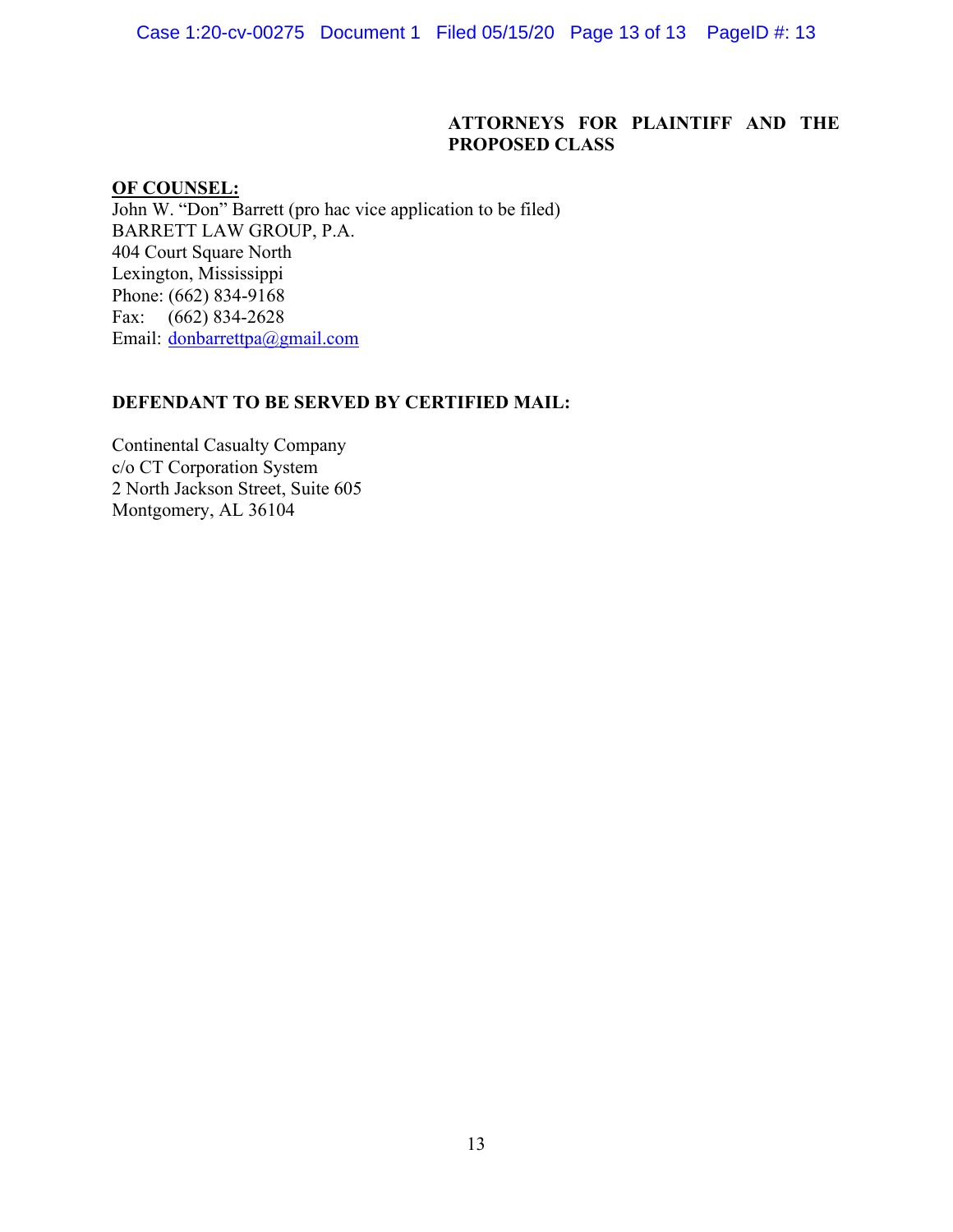**ATTORNEYS FOR PLAINTIFF AND THE PROPOSED CLASS**

**OF COUNSEL:**

John W. "Don" Barrett (pro hac vice application to be filed)
BARRETT LAW GROUP, P.A.
404 Court Square North
Lexington, Mississippi
Phone: (662) 834-9168
Fax: (662) 834-2628
Email: donbarrettpa@gmail.com

**DEFENDANT TO BE SERVED BY CERTIFIED MAIL:**

Continental Casualty Company
c/o CT Corporation System
2 North Jackson Street, Suite 605
Montgomery, AL 36104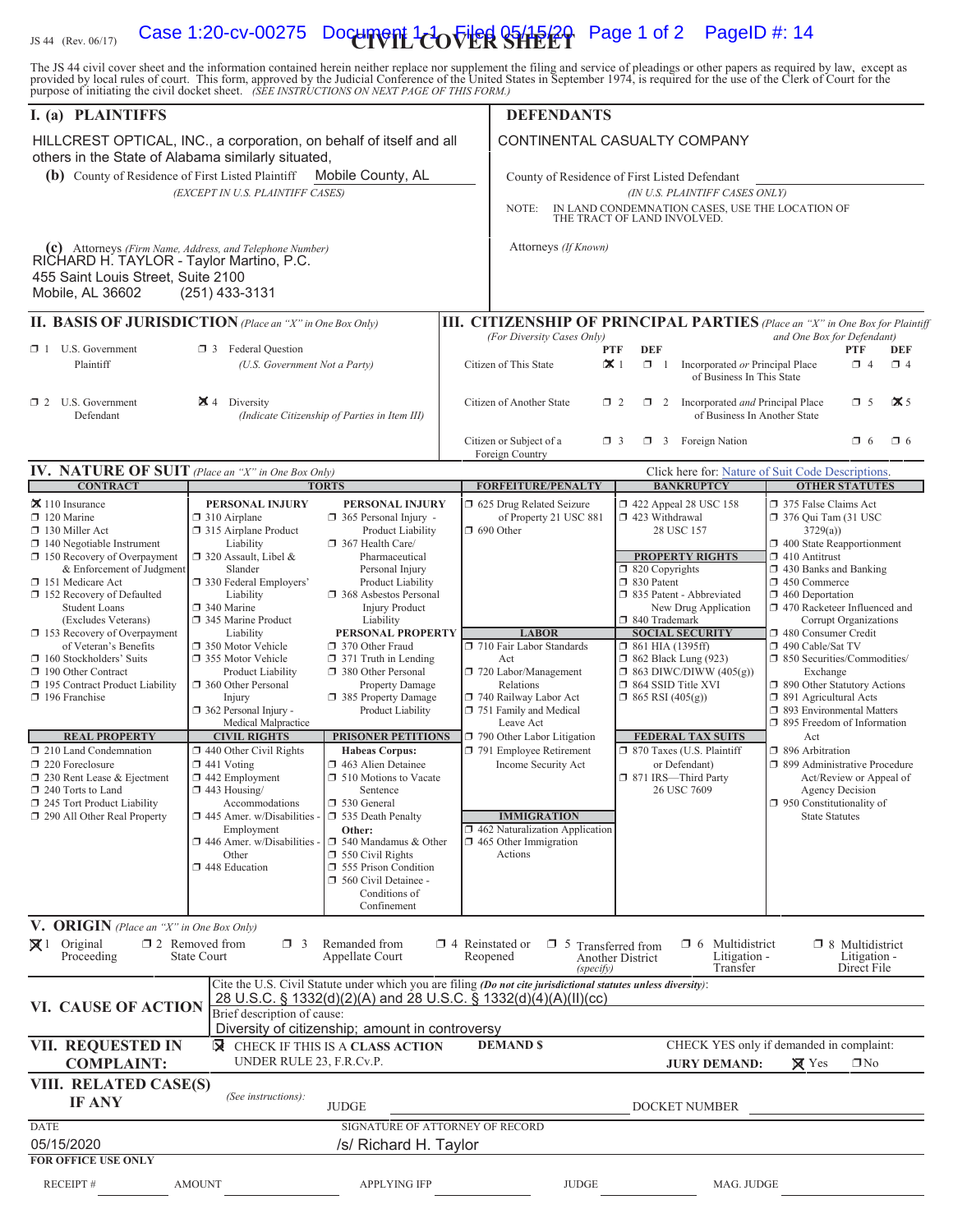JS 44 (Rev. 06/17)

# CIVIL COVER SHEET

The JS 44 civil cover sheet and the information contained herein neither replace nor supplement the filing and service of pleadings or other papers as required by law, except as provided by local rules of court. This form, approved by the Judicial Conference of the United States in September 1974, is required for the use of the Clerk of Court for the purpose of initiating the civil docket sheet. *(SEE INSTRUCTIONS ON NEXT PAGE OF THIS FORM.)*

## I. (a) PLAINTIFFS

HILLCREST OPTICAL, INC., a corporation, on behalf of itself and all others in the State of Alabama similarly situated,

**(b)** County of Residence of First Listed Plaintiff: Mobile County, AL
*(EXCEPT IN U.S. PLAINTIFF CASES)*

**(c)** Attorneys *(Firm Name, Address, and Telephone Number)*
RICHARD H. TAYLOR - Taylor Martino, P.C.
455 Saint Louis Street, Suite 2100
Mobile, AL 36602 (251) 433-3131

## DEFENDANTS

CONTINENTAL CASUALTY COMPANY

County of Residence of First Listed Defendant: 
*(IN U.S. PLAINTIFF CASES ONLY)*

NOTE: IN LAND CONDEMNATION CASES, USE THE LOCATION OF THE TRACT OF LAND INVOLVED.

Attorneys *(If Known)*

## II. BASIS OF JURISDICTION *(Place an "X" in One Box Only)*

- ☐ 1 U.S. Government Plaintiff
- ☐ 3 Federal Question *(U.S. Government Not a Party)*
- ☐ 2 U.S. Government Defendant
- ☒ 4 Diversity *(Indicate Citizenship of Parties in Item III)*

## III. CITIZENSHIP OF PRINCIPAL PARTIES *(Place an "X" in One Box for Plaintiff and One Box for Defendant)* *(For Diversity Cases Only)*

| | PTF | DEF | | PTF | DEF |
|---|---|---|---|---|---|
| Citizen of This State | ☒ 1 | ☐ 1 | Incorporated *or* Principal Place of Business In This State | ☐ 4 | ☐ 4 |
| Citizen of Another State | ☐ 2 | ☐ 2 | Incorporated *and* Principal Place of Business In Another State | ☐ 5 | ☒ 5 |
| Citizen or Subject of a Foreign Country | ☐ 3 | ☐ 3 | Foreign Nation | ☐ 6 | ☐ 6 |

## IV. NATURE OF SUIT *(Place an "X" in One Box Only)*

Click here for: Nature of Suit Code Descriptions.

**CONTRACT**
- ☒ 110 Insurance
- ☐ 120 Marine
- ☐ 130 Miller Act
- ☐ 140 Negotiable Instrument
- ☐ 150 Recovery of Overpayment & Enforcement of Judgment
- ☐ 151 Medicare Act
- ☐ 152 Recovery of Defaulted Student Loans (Excludes Veterans)
- ☐ 153 Recovery of Overpayment of Veteran's Benefits
- ☐ 160 Stockholders' Suits
- ☐ 190 Other Contract
- ☐ 195 Contract Product Liability
- ☐ 196 Franchise

**REAL PROPERTY**
- ☐ 210 Land Condemnation
- ☐ 220 Foreclosure
- ☐ 230 Rent Lease & Ejectment
- ☐ 240 Torts to Land
- ☐ 245 Tort Product Liability
- ☐ 290 All Other Real Property

**TORTS — PERSONAL INJURY**
- ☐ 310 Airplane
- ☐ 315 Airplane Product Liability
- ☐ 320 Assault, Libel & Slander
- ☐ 330 Federal Employers' Liability
- ☐ 340 Marine
- ☐ 345 Marine Product Liability
- ☐ 350 Motor Vehicle
- ☐ 355 Motor Vehicle Product Liability
- ☐ 360 Other Personal Injury
- ☐ 362 Personal Injury - Medical Malpractice

**TORTS — PERSONAL INJURY**
- ☐ 365 Personal Injury - Product Liability
- ☐ 367 Health Care/ Pharmaceutical Personal Injury Product Liability
- ☐ 368 Asbestos Personal Injury Product Liability

**PERSONAL PROPERTY**
- ☐ 370 Other Fraud
- ☐ 371 Truth in Lending
- ☐ 380 Other Personal Property Damage
- ☐ 385 Property Damage Product Liability

**CIVIL RIGHTS**
- ☐ 440 Other Civil Rights
- ☐ 441 Voting
- ☐ 442 Employment
- ☐ 443 Housing/ Accommodations
- ☐ 445 Amer. w/Disabilities - Employment
- ☐ 446 Amer. w/Disabilities - Other
- ☐ 448 Education

**PRISONER PETITIONS**

Habeas Corpus:
- ☐ 463 Alien Detainee
- ☐ 510 Motions to Vacate Sentence
- ☐ 530 General
- ☐ 535 Death Penalty

Other:
- ☐ 540 Mandamus & Other
- ☐ 550 Civil Rights
- ☐ 555 Prison Condition
- ☐ 560 Civil Detainee - Conditions of Confinement

**FORFEITURE/PENALTY**
- ☐ 625 Drug Related Seizure of Property 21 USC 881
- ☐ 690 Other

**LABOR**
- ☐ 710 Fair Labor Standards Act
- ☐ 720 Labor/Management Relations
- ☐ 740 Railway Labor Act
- ☐ 751 Family and Medical Leave Act
- ☐ 790 Other Labor Litigation
- ☐ 791 Employee Retirement Income Security Act

**IMMIGRATION**
- ☐ 462 Naturalization Application
- ☐ 465 Other Immigration Actions

**BANKRUPTCY**
- ☐ 422 Appeal 28 USC 158
- ☐ 423 Withdrawal 28 USC 157

**PROPERTY RIGHTS**
- ☐ 820 Copyrights
- ☐ 830 Patent
- ☐ 835 Patent - Abbreviated New Drug Application
- ☐ 840 Trademark

**SOCIAL SECURITY**
- ☐ 861 HIA (1395ff)
- ☐ 862 Black Lung (923)
- ☐ 863 DIWC/DIWW (405(g))
- ☐ 864 SSID Title XVI
- ☐ 865 RSI (405(g))

**FEDERAL TAX SUITS**
- ☐ 870 Taxes (U.S. Plaintiff or Defendant)
- ☐ 871 IRS—Third Party 26 USC 7609

**OTHER STATUTES**
- ☐ 375 False Claims Act
- ☐ 376 Qui Tam (31 USC 3729(a))
- ☐ 400 State Reapportionment
- ☐ 410 Antitrust
- ☐ 430 Banks and Banking
- ☐ 450 Commerce
- ☐ 460 Deportation
- ☐ 470 Racketeer Influenced and Corrupt Organizations
- ☐ 480 Consumer Credit
- ☐ 490 Cable/Sat TV
- ☐ 850 Securities/Commodities/ Exchange
- ☐ 890 Other Statutory Actions
- ☐ 891 Agricultural Acts
- ☐ 893 Environmental Matters
- ☐ 895 Freedom of Information Act
- ☐ 896 Arbitration
- ☐ 899 Administrative Procedure Act/Review or Appeal of Agency Decision
- ☐ 950 Constitutionality of State Statutes

## V. ORIGIN *(Place an "X" in One Box Only)*

- ☒ 1 Original Proceeding
- ☐ 2 Removed from State Court
- ☐ 3 Remanded from Appellate Court
- ☐ 4 Reinstated or Reopened
- ☐ 5 Transferred from Another District *(specify)*
- ☐ 6 Multidistrict Litigation - Transfer
- ☐ 8 Multidistrict Litigation - Direct File

## VI. CAUSE OF ACTION

Cite the U.S. Civil Statute under which you are filing *(Do not cite jurisdictional statutes unless diversity)*:
28 U.S.C. § 1332(d)(2)(A) and 28 U.S.C. § 1332(d)(4)(A)(II)(cc)

Brief description of cause:
Diversity of citizenship; amount in controversy

## VII. REQUESTED IN COMPLAINT:

☒ CHECK IF THIS IS A **CLASS ACTION** UNDER RULE 23, F.R.Cv.P.

**DEMAND $**

CHECK YES only if demanded in complaint:
**JURY DEMAND:** ☒ Yes ☐ No

## VIII. RELATED CASE(S) IF ANY

*(See instructions)*: JUDGE ____________ DOCKET NUMBER ____________

DATE: 05/15/2020

SIGNATURE OF ATTORNEY OF RECORD: /s/ Richard H. Taylor

**FOR OFFICE USE ONLY**

RECEIPT # ______ AMOUNT ______ APPLYING IFP ______ JUDGE ______ MAG. JUDGE ______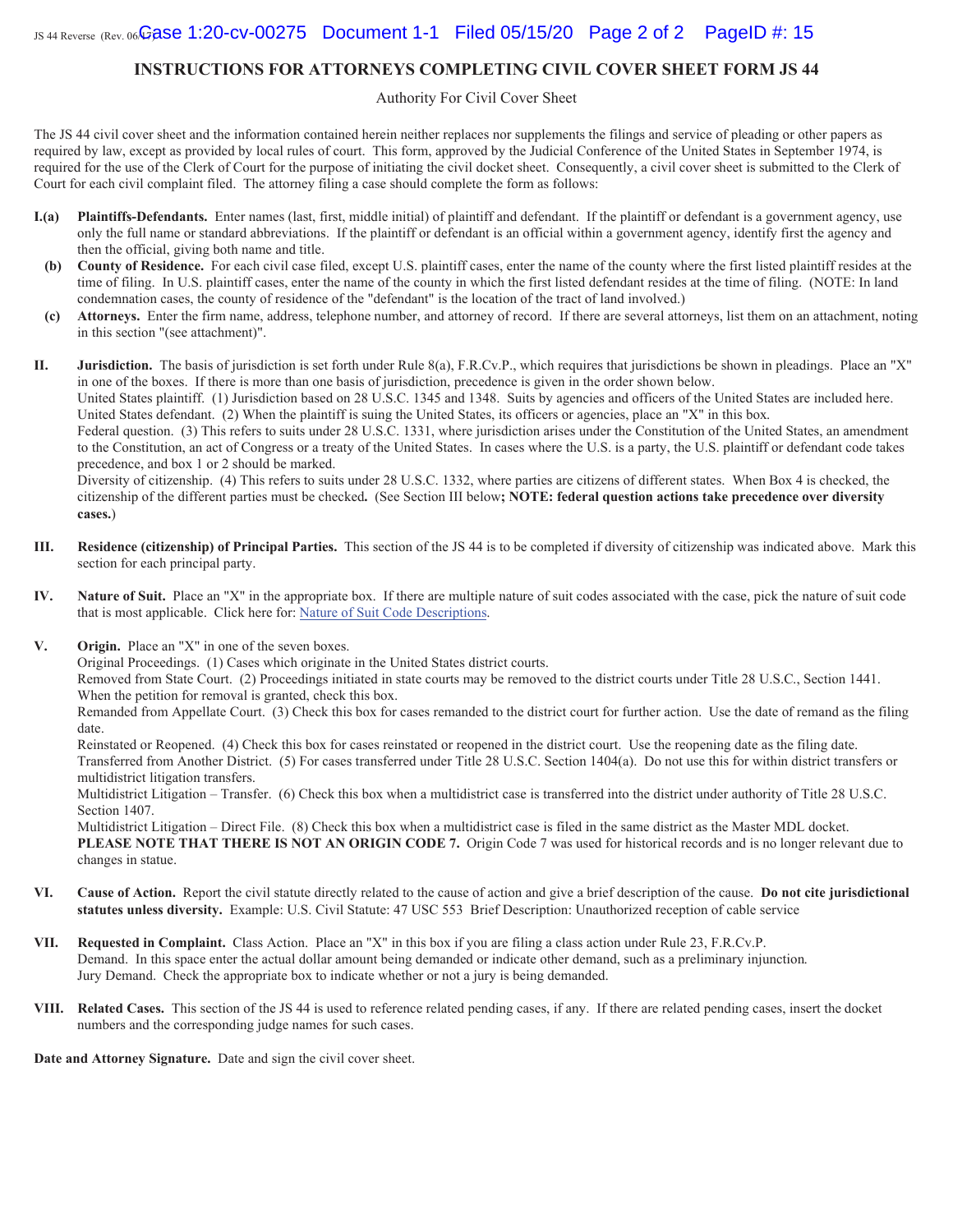# INSTRUCTIONS FOR ATTORNEYS COMPLETING CIVIL COVER SHEET FORM JS 44

Authority For Civil Cover Sheet

The JS 44 civil cover sheet and the information contained herein neither replaces nor supplements the filings and service of pleading or other papers as required by law, except as provided by local rules of court. This form, approved by the Judicial Conference of the United States in September 1974, is required for the use of the Clerk of Court for the purpose of initiating the civil docket sheet. Consequently, a civil cover sheet is submitted to the Clerk of Court for each civil complaint filed. The attorney filing a case should complete the form as follows:

**I.(a)** **Plaintiffs-Defendants.** Enter names (last, first, middle initial) of plaintiff and defendant. If the plaintiff or defendant is a government agency, use only the full name or standard abbreviations. If the plaintiff or defendant is an official within a government agency, identify first the agency and then the official, giving both name and title.

**(b)** **County of Residence.** For each civil case filed, except U.S. plaintiff cases, enter the name of the county where the first listed plaintiff resides at the time of filing. In U.S. plaintiff cases, enter the name of the county in which the first listed defendant resides at the time of filing. (NOTE: In land condemnation cases, the county of residence of the "defendant" is the location of the tract of land involved.)

**(c)** **Attorneys.** Enter the firm name, address, telephone number, and attorney of record. If there are several attorneys, list them on an attachment, noting in this section "(see attachment)".

**II.** **Jurisdiction.** The basis of jurisdiction is set forth under Rule 8(a), F.R.Cv.P., which requires that jurisdictions be shown in pleadings. Place an "X" in one of the boxes. If there is more than one basis of jurisdiction, precedence is given in the order shown below.
United States plaintiff. (1) Jurisdiction based on 28 U.S.C. 1345 and 1348. Suits by agencies and officers of the United States are included here.
United States defendant. (2) When the plaintiff is suing the United States, its officers or agencies, place an "X" in this box.
Federal question. (3) This refers to suits under 28 U.S.C. 1331, where jurisdiction arises under the Constitution of the United States, an amendment to the Constitution, an act of Congress or a treaty of the United States. In cases where the U.S. is a party, the U.S. plaintiff or defendant code takes precedence, and box 1 or 2 should be marked.
Diversity of citizenship. (4) This refers to suits under 28 U.S.C. 1332, where parties are citizens of different states. When Box 4 is checked, the citizenship of the different parties must be checked**.** (See Section III below**; NOTE: federal question actions take precedence over diversity cases.**)

**III.** **Residence (citizenship) of Principal Parties.** This section of the JS 44 is to be completed if diversity of citizenship was indicated above. Mark this section for each principal party.

**IV.** **Nature of Suit.** Place an "X" in the appropriate box. If there are multiple nature of suit codes associated with the case, pick the nature of suit code that is most applicable. Click here for: Nature of Suit Code Descriptions.

**V.** **Origin.** Place an "X" in one of the seven boxes.
Original Proceedings. (1) Cases which originate in the United States district courts.
Removed from State Court. (2) Proceedings initiated in state courts may be removed to the district courts under Title 28 U.S.C., Section 1441. When the petition for removal is granted, check this box.
Remanded from Appellate Court. (3) Check this box for cases remanded to the district court for further action. Use the date of remand as the filing date.
Reinstated or Reopened. (4) Check this box for cases reinstated or reopened in the district court. Use the reopening date as the filing date.
Transferred from Another District. (5) For cases transferred under Title 28 U.S.C. Section 1404(a). Do not use this for within district transfers or multidistrict litigation transfers.
Multidistrict Litigation – Transfer. (6) Check this box when a multidistrict case is transferred into the district under authority of Title 28 U.S.C. Section 1407.
Multidistrict Litigation – Direct File. (8) Check this box when a multidistrict case is filed in the same district as the Master MDL docket.
**PLEASE NOTE THAT THERE IS NOT AN ORIGIN CODE 7.** Origin Code 7 was used for historical records and is no longer relevant due to changes in statue.

**VI.** **Cause of Action.** Report the civil statute directly related to the cause of action and give a brief description of the cause. **Do not cite jurisdictional statutes unless diversity.** Example: U.S. Civil Statute: 47 USC 553 Brief Description: Unauthorized reception of cable service

**VII.** **Requested in Complaint.** Class Action. Place an "X" in this box if you are filing a class action under Rule 23, F.R.Cv.P.
Demand. In this space enter the actual dollar amount being demanded or indicate other demand, such as a preliminary injunction.
Jury Demand. Check the appropriate box to indicate whether or not a jury is being demanded.

**VIII.** **Related Cases.** This section of the JS 44 is used to reference related pending cases, if any. If there are related pending cases, insert the docket numbers and the corresponding judge names for such cases.

**Date and Attorney Signature.** Date and sign the civil cover sheet.